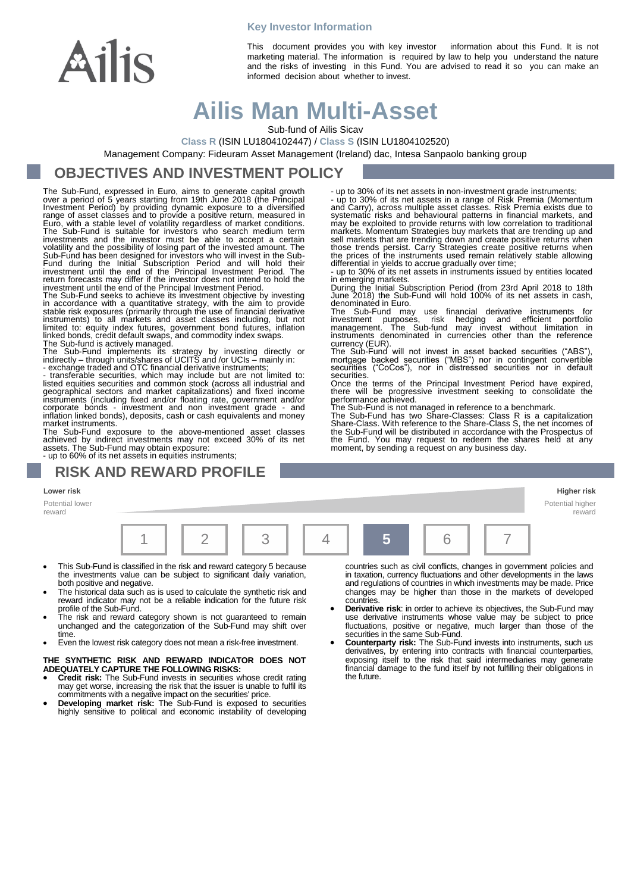**Key Investor Information**

This document provides you with key investor information about this Fund. It is not marketing material. The information is required by law to help you understand the nature and the risks of investing in this Fund. You are advised to read it so you can make an informed decision about whether to invest.

# Ailis Man Multi-Asset

Sub-fund of Ailis Sicav

**Class R** (ISIN LU1804102447) / **Class S** (ISIN LU1804102520)

Management Company: Fideuram Asset Management (Ireland) dac, Intesa Sanpaolo banking group

## OBJECTIVES AND INVESTMENT POLICY

The Sub-Fund, expressed in Euro, aims to generate capital growth over a period of 5 years starting from 19th June 2018 (the Principal Investment Period) by providing dynamic exposure to a diversified range of asset classes and to provide a positive return, measured in Euro, with a stable level of volatility regardless of market conditions. The Sub-Fund is suitable for investors who search medium term investments and the investor must be able to accept a certain volatility and the possibility of losing part of the invested amount. The Sub-Fund has been designed for investors who will invest in the Sub-Fund during the Initial Subscription Period and will hold their investment until the end of the Principal Investment Period. The return forecasts may differ if the investor does not intend to hold the investment until the end of the Principal Investment Period.

The Sub-Fund seeks to achieve its investment objective by investing in accordance with a quantitative strategy, with the aim to provide stable risk exposures (primarily through the use of financial derivative instruments) to all markets and asset classes including, but not limited to: equity index futures, government bond futures, inflation linked bonds, credit default swaps, and commodity index swaps.

The Sub-fund is actively managed.

The Sub-Fund implements its strategy by investing directly or indirectly – through units/shares of UCITS and /or UCIs – mainly in:

- exchange traded and OTC financial derivative instruments;
- transferable securities, which may include but are not limited to: listed equities securities and common stock (across all industrial and geographical sectors and market capitalizations) and fixed income instruments (including fixed and/or floating rate, government and/or corporate bonds - investment and non investment grade - and inflation linked bonds), deposits, cash or cash equivalents and money market instruments.

The Sub-Fund exposure to the above-mentioned asset classes achieved by indirect investments may not exceed 30% of its net assets. The Sub-Fund may obtain exposure:

- up to 60% of its net assets in equities instruments;
- up to 30% of its net assets in non-investment grade instruments;
- up to 30% of its net assets in a range of Risk Premia (Momentum and Carry), across multiple asset classes. Risk Premia exists due to systematic risks and behavioural patterns in financial markets, and may be exploited to provide returns with low correlation to traditional markets. Momentum Strategies buy markets that are trending up and sell markets that are trending down and create positive returns when those trends persist. Carry Strategies create positive returns when the prices of the instruments used remain relatively stable allowing differential in yields to accrue gradually over time;
- up to 30% of its net assets in instruments issued by entities located in emerging markets.

During the Initial Subscription Period (from 23rd April 2018 to 18th June 2018) the Sub-Fund will hold 100% of its net assets in cash, denominated in Euro.

The Sub-Fund may use financial derivative instruments for investment purposes, risk hedging and efficient portfolio management. The Sub-fund may invest without limitation in instruments denominated in currencies other than the reference currency (EUR).

The Sub-Fund will not invest in asset backed securities ("ABS"), mortgage backed securities ("MBS") nor in contingent convertible securities ("CoCos"), nor in distressed securities nor in default securities.

Once the terms of the Principal Investment Period have expired, there will be progressive investment seeking to consolidate the performance achieved.

The Sub-Fund is not managed in reference to a benchmark.

The Sub-Fund has two Share-Classes: Class R is a capitalization Share-Class. With reference to the Share-Class S, the net incomes of the Sub-Fund will be distributed in accordance with the Prospectus of the Fund. You may request to redeem the shares held at any moment, by sending a request on any business day.

## RISK AND REWARD PROFILE

**Lower risk** — Potential lower reward

**Higher risk** — Potential higher reward

| 1 | 2 | 3 | 4 | **5** | 6 | 7 |
|---|---|---|---|---|---|---|

- This Sub-Fund is classified in the risk and reward category 5 because the investments value can be subject to significant daily variation, both positive and negative.
- The historical data such as is used to calculate the synthetic risk and reward indicator may not be a reliable indication for the future risk profile of the Sub-Fund.
- The risk and reward category shown is not guaranteed to remain unchanged and the categorization of the Sub-Fund may shift over time.
- Even the lowest risk category does not mean a risk-free investment.

**THE SYNTHETIC RISK AND REWARD INDICATOR DOES NOT ADEQUATELY CAPTURE THE FOLLOWING RISKS:**

- **Credit risk:** The Sub-Fund invests in securities whose credit rating may get worse, increasing the risk that the issuer is unable to fulfil its commitments with a negative impact on the securities' price.
- **Developing market risk:** The Sub-Fund is exposed to securities highly sensitive to political and economic instability of developing countries such as civil conflicts, changes in government policies and in taxation, currency fluctuations and other developments in the laws and regulations of countries in which investments may be made. Price changes may be higher than those in the markets of developed countries.
- **Derivative risk**: in order to achieve its objectives, the Sub-Fund may use derivative instruments whose value may be subject to price fluctuations, positive or negative, much larger than those of the securities in the same Sub-Fund.
- **Counterparty risk:** The Sub-Fund invests into instruments, such us derivatives, by entering into contracts with financial counterparties, exposing itself to the risk that said intermediaries may generate financial damage to the fund itself by not fulfilling their obligations in the future.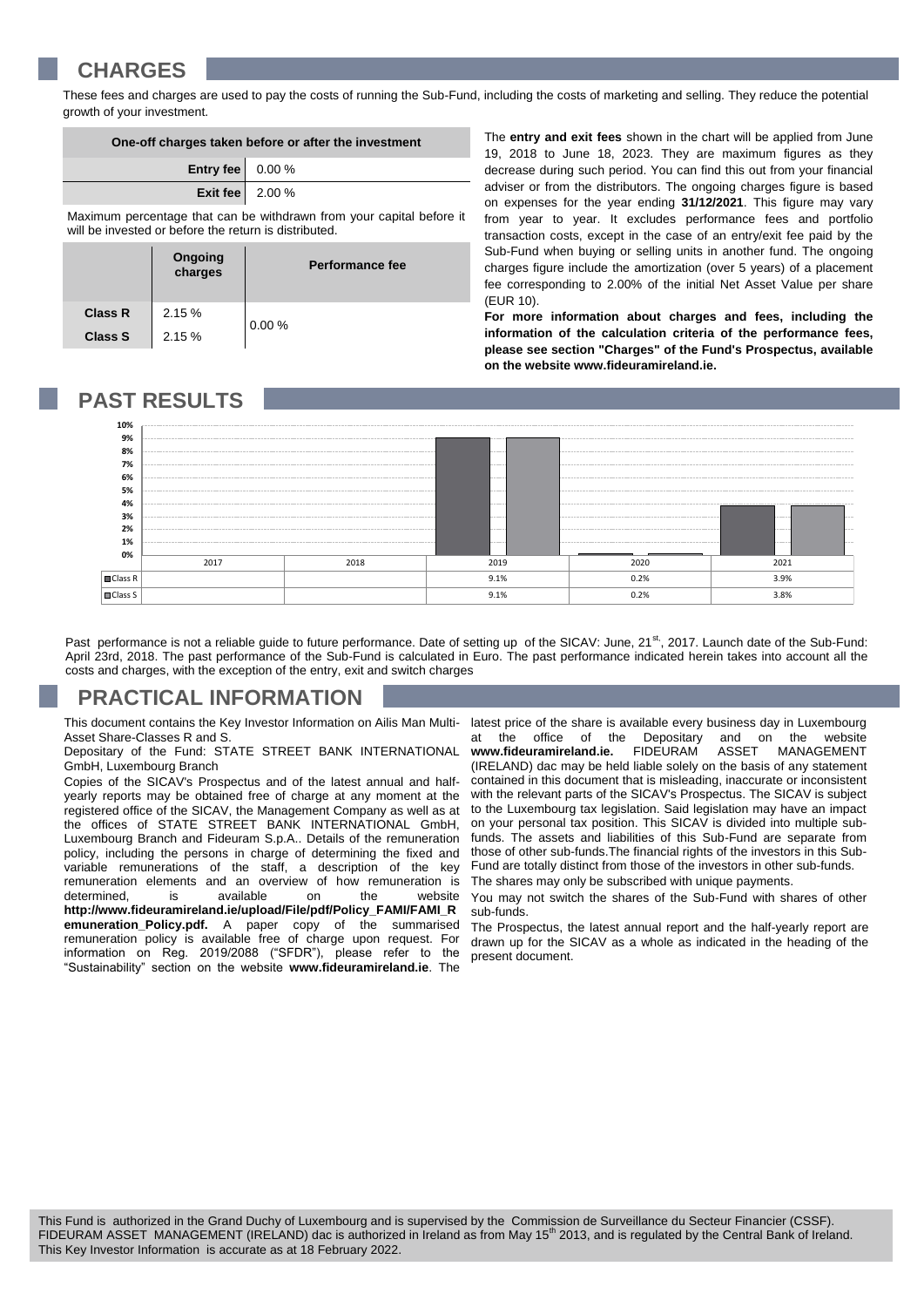## CHARGES

These fees and charges are used to pay the costs of running the Sub-Fund, including the costs of marketing and selling. They reduce the potential growth of your investment.

| One-off charges taken before or after the investment | |
|---|---|
| **Entry fee** | 0.00 % |
| **Exit fee** | 2.00 % |

Maximum percentage that can be withdrawn from your capital before it will be invested or before the return is distributed.

| | Ongoing charges | Performance fee |
|---|---|---|
| **Class R** | 2.15 % | 0.00 % |
| **Class S** | 2.15 % | |

The **entry and exit fees** shown in the chart will be applied from June 19, 2018 to June 18, 2023. They are maximum figures as they decrease during such period. You can find this out from your financial adviser or from the distributors. The ongoing charges figure is based on expenses for the year ending **31/12/2021**. This figure may vary from year to year. It excludes performance fees and portfolio transaction costs, except in the case of an entry/exit fee paid by the Sub-Fund when buying or selling units in another fund. The ongoing charges figure include the amortization (over 5 years) of a placement fee corresponding to 2.00% of the initial Net Asset Value per share (EUR 10).

**For more information about charges and fees, including the information of the calculation criteria of the performance fees, please see section "Charges" of the Fund's Prospectus, available on the website www.fideuramireland.ie.**

## PAST RESULTS

10%
9%
8%
7%
6%
5%
4%
3%
2%
1%
0%

2017 2018 2019 2020 2021

Class R 9.1% 0.2% 3.9%

Class S 9.1% 0.2% 3.8%

Past performance is not a reliable guide to future performance. Date of setting up of the SICAV: June, 21st, 2017. Launch date of the Sub-Fund: April 23rd, 2018. The past performance of the Sub-Fund is calculated in Euro. The past performance indicated herein takes into account all the costs and charges, with the exception of the entry, exit and switch charges

## PRACTICAL INFORMATION

This document contains the Key Investor Information on Ailis Man Multi-Asset Share-Classes R and S.

Depositary of the Fund: STATE STREET BANK INTERNATIONAL GmbH, Luxembourg Branch

Copies of the SICAV's Prospectus and of the latest annual and half-yearly reports may be obtained free of charge at any moment at the registered office of the SICAV, the Management Company as well as at the offices of STATE STREET BANK INTERNATIONAL GmbH, Luxembourg Branch and Fideuram S.p.A.. Details of the remuneration policy, including the persons in charge of determining the fixed and variable remunerations of the staff, a description of the key remuneration elements and an overview of how remuneration is determined, is available on the website **http://www.fideuramireland.ie/upload/File/pdf/Policy_FAMI/FAMI_Remuneration_Policy.pdf.** A paper copy of the summarised remuneration policy is available free of charge upon request. For information on Reg. 2019/2088 ("SFDR"), please refer to the "Sustainability" section on the website **www.fideuramireland.ie**. The latest price of the share is available every business day in Luxembourg at the office of the Depositary and on the website **www.fideuramireland.ie.** FIDEURAM ASSET MANAGEMENT (IRELAND) dac may be held liable solely on the basis of any statement contained in this document that is misleading, inaccurate or inconsistent with the relevant parts of the SICAV's Prospectus. The SICAV is subject to the Luxembourg tax legislation. Said legislation may have an impact on your personal tax position. This SICAV is divided into multiple sub-funds. The assets and liabilities of this Sub-Fund are separate from those of other sub-funds.The financial rights of the investors in this Sub-Fund are totally distinct from those of the investors in other sub-funds.

The shares may only be subscribed with unique payments.

You may not switch the shares of the Sub-Fund with shares of other sub-funds.

The Prospectus, the latest annual report and the half-yearly report are drawn up for the SICAV as a whole as indicated in the heading of the present document.

This Fund is authorized in the Grand Duchy of Luxembourg and is supervised by the Commission de Surveillance du Secteur Financier (CSSF). FIDEURAM ASSET MANAGEMENT (IRELAND) dac is authorized in Ireland as from May 15th 2013, and is regulated by the Central Bank of Ireland. This Key Investor Information is accurate as at 18 February 2022.